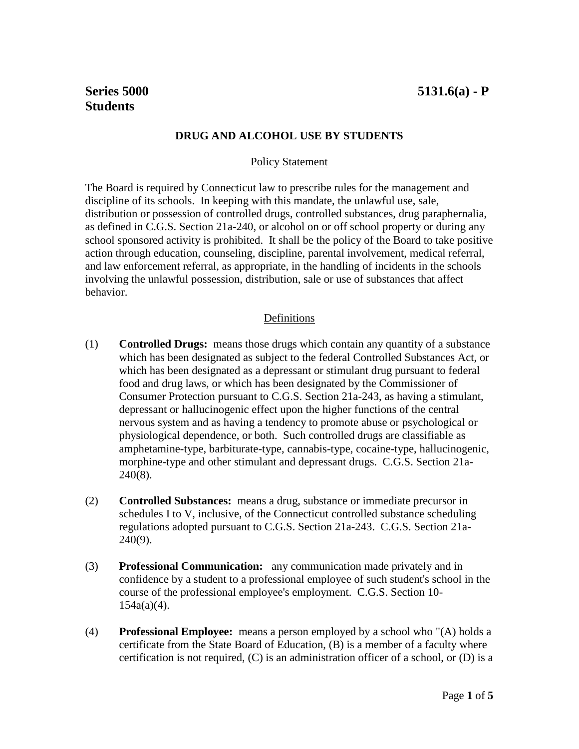**Series 5000**
**Students**

**5131.6(a) - P**

## DRUG AND ALCOHOL USE BY STUDENTS

### Policy Statement

The Board is required by Connecticut law to prescribe rules for the management and discipline of its schools. In keeping with this mandate, the unlawful use, sale, distribution or possession of controlled drugs, controlled substances, drug paraphernalia, as defined in C.G.S. Section 21a-240, or alcohol on or off school property or during any school sponsored activity is prohibited. It shall be the policy of the Board to take positive action through education, counseling, discipline, parental involvement, medical referral, and law enforcement referral, as appropriate, in the handling of incidents in the schools involving the unlawful possession, distribution, sale or use of substances that affect behavior.

### Definitions

(1) **Controlled Drugs:** means those drugs which contain any quantity of a substance which has been designated as subject to the federal Controlled Substances Act, or which has been designated as a depressant or stimulant drug pursuant to federal food and drug laws, or which has been designated by the Commissioner of Consumer Protection pursuant to C.G.S. Section 21a-243, as having a stimulant, depressant or hallucinogenic effect upon the higher functions of the central nervous system and as having a tendency to promote abuse or psychological or physiological dependence, or both. Such controlled drugs are classifiable as amphetamine-type, barbiturate-type, cannabis-type, cocaine-type, hallucinogenic, morphine-type and other stimulant and depressant drugs. C.G.S. Section 21a-240(8).

(2) **Controlled Substances:** means a drug, substance or immediate precursor in schedules I to V, inclusive, of the Connecticut controlled substance scheduling regulations adopted pursuant to C.G.S. Section 21a-243. C.G.S. Section 21a-240(9).

(3) **Professional Communication:** any communication made privately and in confidence by a student to a professional employee of such student's school in the course of the professional employee's employment. C.G.S. Section 10-154a(a)(4).

(4) **Professional Employee:** means a person employed by a school who "(A) holds a certificate from the State Board of Education, (B) is a member of a faculty where certification is not required, (C) is an administration officer of a school, or (D) is a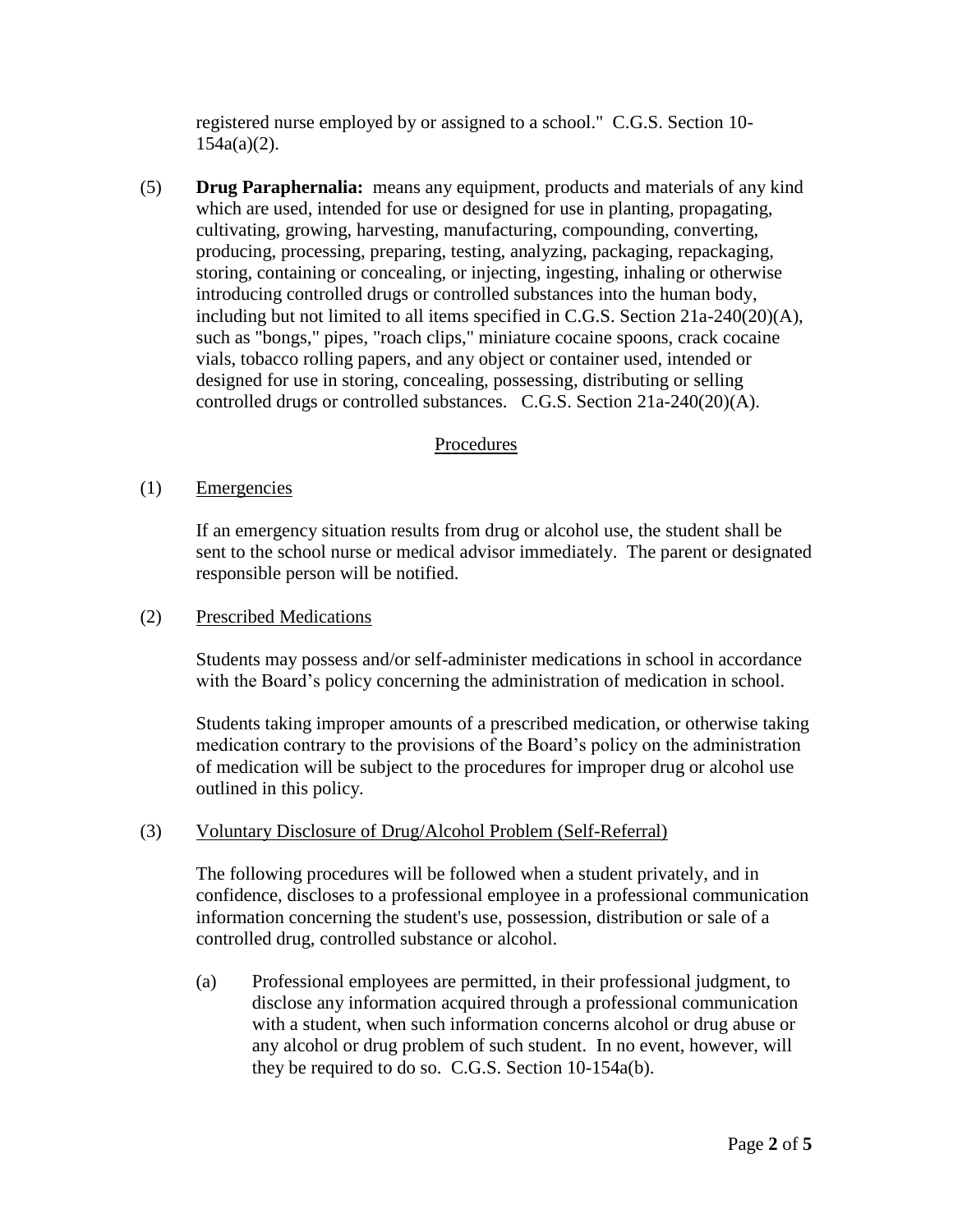registered nurse employed by or assigned to a school." C.G.S. Section 10-154a(a)(2).

(5) **Drug Paraphernalia:** means any equipment, products and materials of any kind which are used, intended for use or designed for use in planting, propagating, cultivating, growing, harvesting, manufacturing, compounding, converting, producing, processing, preparing, testing, analyzing, packaging, repackaging, storing, containing or concealing, or injecting, ingesting, inhaling or otherwise introducing controlled drugs or controlled substances into the human body, including but not limited to all items specified in C.G.S. Section 21a-240(20)(A), such as "bongs," pipes, "roach clips," miniature cocaine spoons, crack cocaine vials, tobacco rolling papers, and any object or container used, intended or designed for use in storing, concealing, possessing, distributing or selling controlled drugs or controlled substances. C.G.S. Section 21a-240(20)(A).

## Procedures

(1) Emergencies

If an emergency situation results from drug or alcohol use, the student shall be sent to the school nurse or medical advisor immediately. The parent or designated responsible person will be notified.

(2) Prescribed Medications

Students may possess and/or self-administer medications in school in accordance with the Board's policy concerning the administration of medication in school.

Students taking improper amounts of a prescribed medication, or otherwise taking medication contrary to the provisions of the Board's policy on the administration of medication will be subject to the procedures for improper drug or alcohol use outlined in this policy.

(3) Voluntary Disclosure of Drug/Alcohol Problem (Self-Referral)

The following procedures will be followed when a student privately, and in confidence, discloses to a professional employee in a professional communication information concerning the student's use, possession, distribution or sale of a controlled drug, controlled substance or alcohol.

(a) Professional employees are permitted, in their professional judgment, to disclose any information acquired through a professional communication with a student, when such information concerns alcohol or drug abuse or any alcohol or drug problem of such student. In no event, however, will they be required to do so. C.G.S. Section 10-154a(b).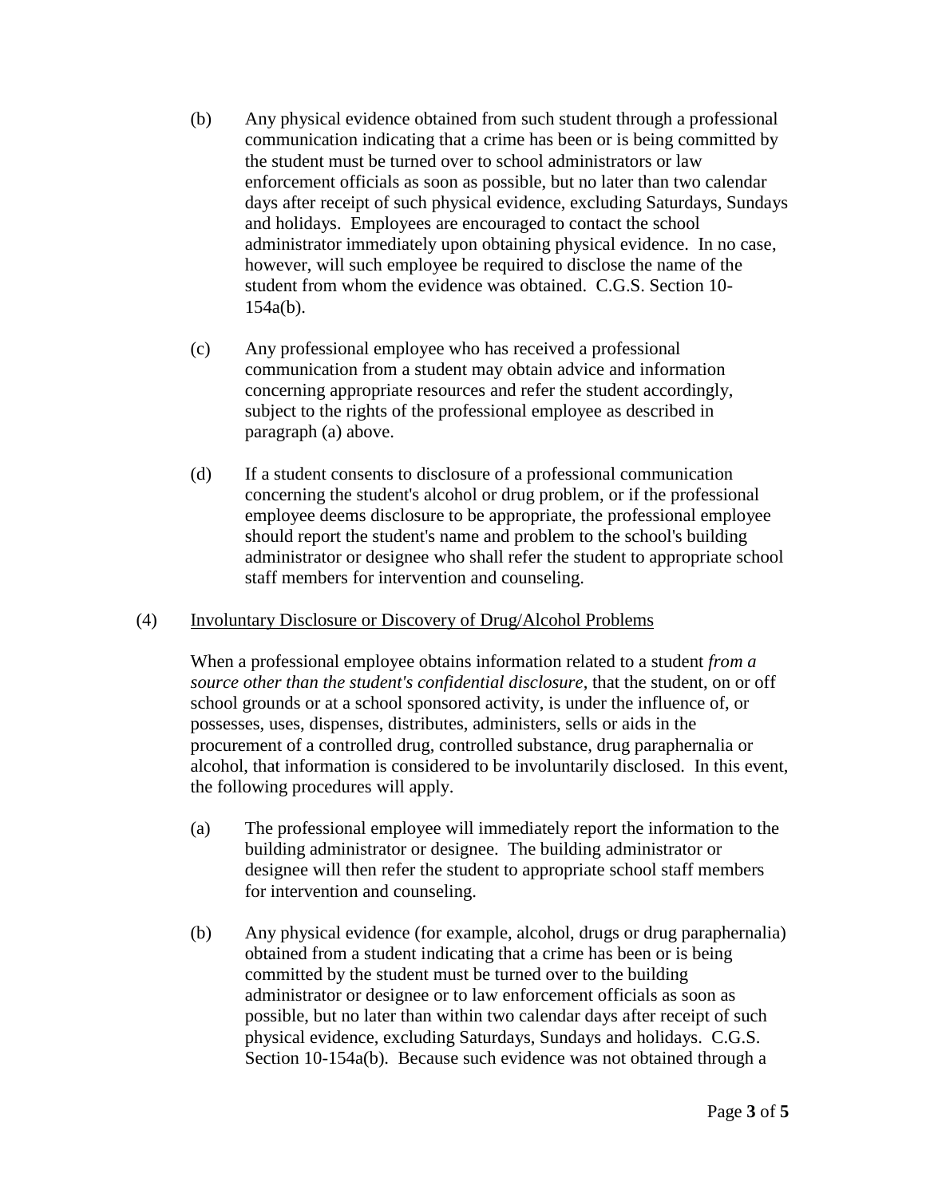(b) Any physical evidence obtained from such student through a professional communication indicating that a crime has been or is being committed by the student must be turned over to school administrators or law enforcement officials as soon as possible, but no later than two calendar days after receipt of such physical evidence, excluding Saturdays, Sundays and holidays. Employees are encouraged to contact the school administrator immediately upon obtaining physical evidence. In no case, however, will such employee be required to disclose the name of the student from whom the evidence was obtained. C.G.S. Section 10-154a(b).

(c) Any professional employee who has received a professional communication from a student may obtain advice and information concerning appropriate resources and refer the student accordingly, subject to the rights of the professional employee as described in paragraph (a) above.

(d) If a student consents to disclosure of a professional communication concerning the student's alcohol or drug problem, or if the professional employee deems disclosure to be appropriate, the professional employee should report the student's name and problem to the school's building administrator or designee who shall refer the student to appropriate school staff members for intervention and counseling.

(4) Involuntary Disclosure or Discovery of Drug/Alcohol Problems

When a professional employee obtains information related to a student *from a source other than the student's confidential disclosure*, that the student, on or off school grounds or at a school sponsored activity, is under the influence of, or possesses, uses, dispenses, distributes, administers, sells or aids in the procurement of a controlled drug, controlled substance, drug paraphernalia or alcohol, that information is considered to be involuntarily disclosed. In this event, the following procedures will apply.

(a) The professional employee will immediately report the information to the building administrator or designee. The building administrator or designee will then refer the student to appropriate school staff members for intervention and counseling.

(b) Any physical evidence (for example, alcohol, drugs or drug paraphernalia) obtained from a student indicating that a crime has been or is being committed by the student must be turned over to the building administrator or designee or to law enforcement officials as soon as possible, but no later than within two calendar days after receipt of such physical evidence, excluding Saturdays, Sundays and holidays. C.G.S. Section 10-154a(b). Because such evidence was not obtained through a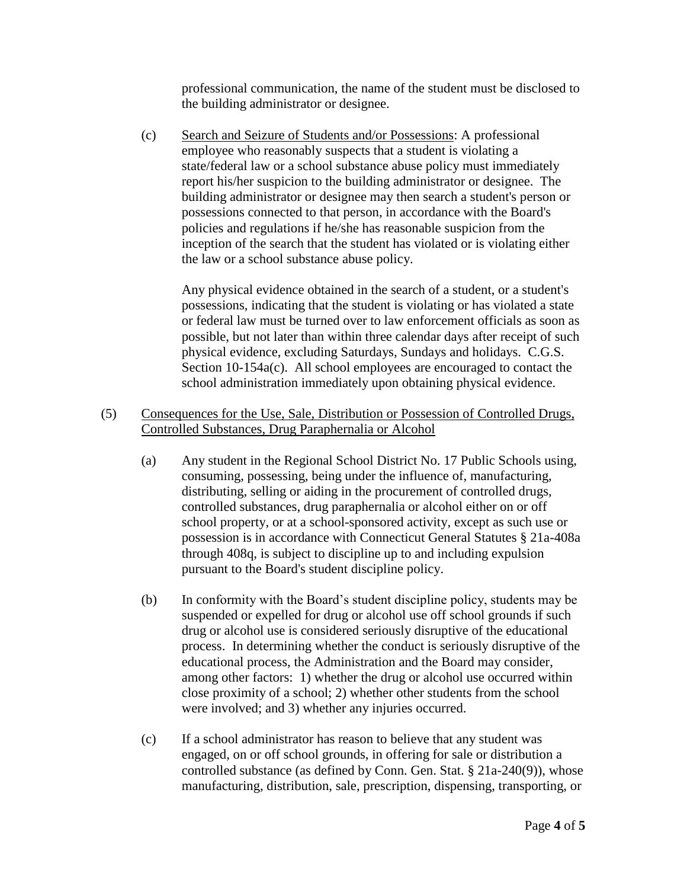professional communication, the name of the student must be disclosed to the building administrator or designee.

(c) Search and Seizure of Students and/or Possessions: A professional employee who reasonably suspects that a student is violating a state/federal law or a school substance abuse policy must immediately report his/her suspicion to the building administrator or designee. The building administrator or designee may then search a student's person or possessions connected to that person, in accordance with the Board's policies and regulations if he/she has reasonable suspicion from the inception of the search that the student has violated or is violating either the law or a school substance abuse policy.

Any physical evidence obtained in the search of a student, or a student's possessions, indicating that the student is violating or has violated a state or federal law must be turned over to law enforcement officials as soon as possible, but not later than within three calendar days after receipt of such physical evidence, excluding Saturdays, Sundays and holidays. C.G.S. Section 10-154a(c). All school employees are encouraged to contact the school administration immediately upon obtaining physical evidence.

(5) Consequences for the Use, Sale, Distribution or Possession of Controlled Drugs, Controlled Substances, Drug Paraphernalia or Alcohol

(a) Any student in the Regional School District No. 17 Public Schools using, consuming, possessing, being under the influence of, manufacturing, distributing, selling or aiding in the procurement of controlled drugs, controlled substances, drug paraphernalia or alcohol either on or off school property, or at a school-sponsored activity, except as such use or possession is in accordance with Connecticut General Statutes § 21a-408a through 408q, is subject to discipline up to and including expulsion pursuant to the Board's student discipline policy.

(b) In conformity with the Board's student discipline policy, students may be suspended or expelled for drug or alcohol use off school grounds if such drug or alcohol use is considered seriously disruptive of the educational process. In determining whether the conduct is seriously disruptive of the educational process, the Administration and the Board may consider, among other factors: 1) whether the drug or alcohol use occurred within close proximity of a school; 2) whether other students from the school were involved; and 3) whether any injuries occurred.

(c) If a school administrator has reason to believe that any student was engaged, on or off school grounds, in offering for sale or distribution a controlled substance (as defined by Conn. Gen. Stat. § 21a-240(9)), whose manufacturing, distribution, sale, prescription, dispensing, transporting, or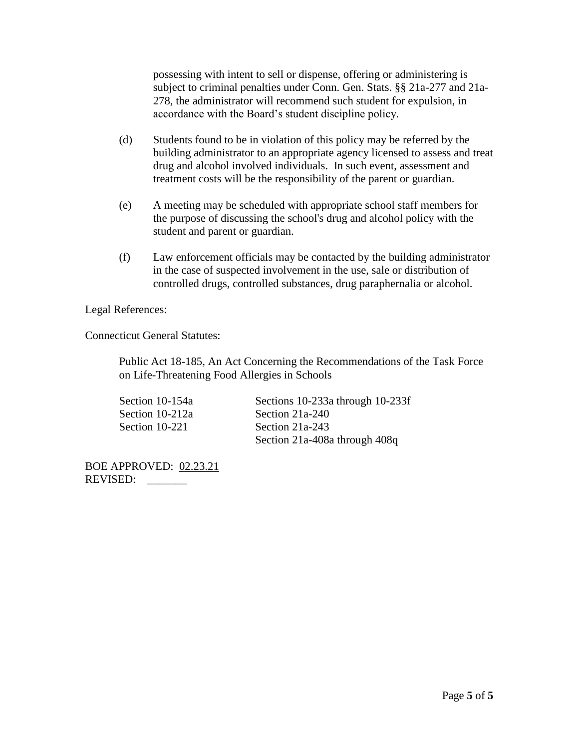possessing with intent to sell or dispense, offering or administering is subject to criminal penalties under Conn. Gen. Stats. §§ 21a-277 and 21a-278, the administrator will recommend such student for expulsion, in accordance with the Board's student discipline policy.

(d) Students found to be in violation of this policy may be referred by the building administrator to an appropriate agency licensed to assess and treat drug and alcohol involved individuals. In such event, assessment and treatment costs will be the responsibility of the parent or guardian.

(e) A meeting may be scheduled with appropriate school staff members for the purpose of discussing the school's drug and alcohol policy with the student and parent or guardian.

(f) Law enforcement officials may be contacted by the building administrator in the case of suspected involvement in the use, sale or distribution of controlled drugs, controlled substances, drug paraphernalia or alcohol.

Legal References:

Connecticut General Statutes:

Public Act 18-185, An Act Concerning the Recommendations of the Task Force on Life-Threatening Food Allergies in Schools

| | |
|---|---|
| Section 10-154a | Sections 10-233a through 10-233f |
| Section 10-212a | Section 21a-240 |
| Section 10-221 | Section 21a-243 |
| | Section 21a-408a through 408q |

BOE APPROVED: 02.23.21
REVISED: _______